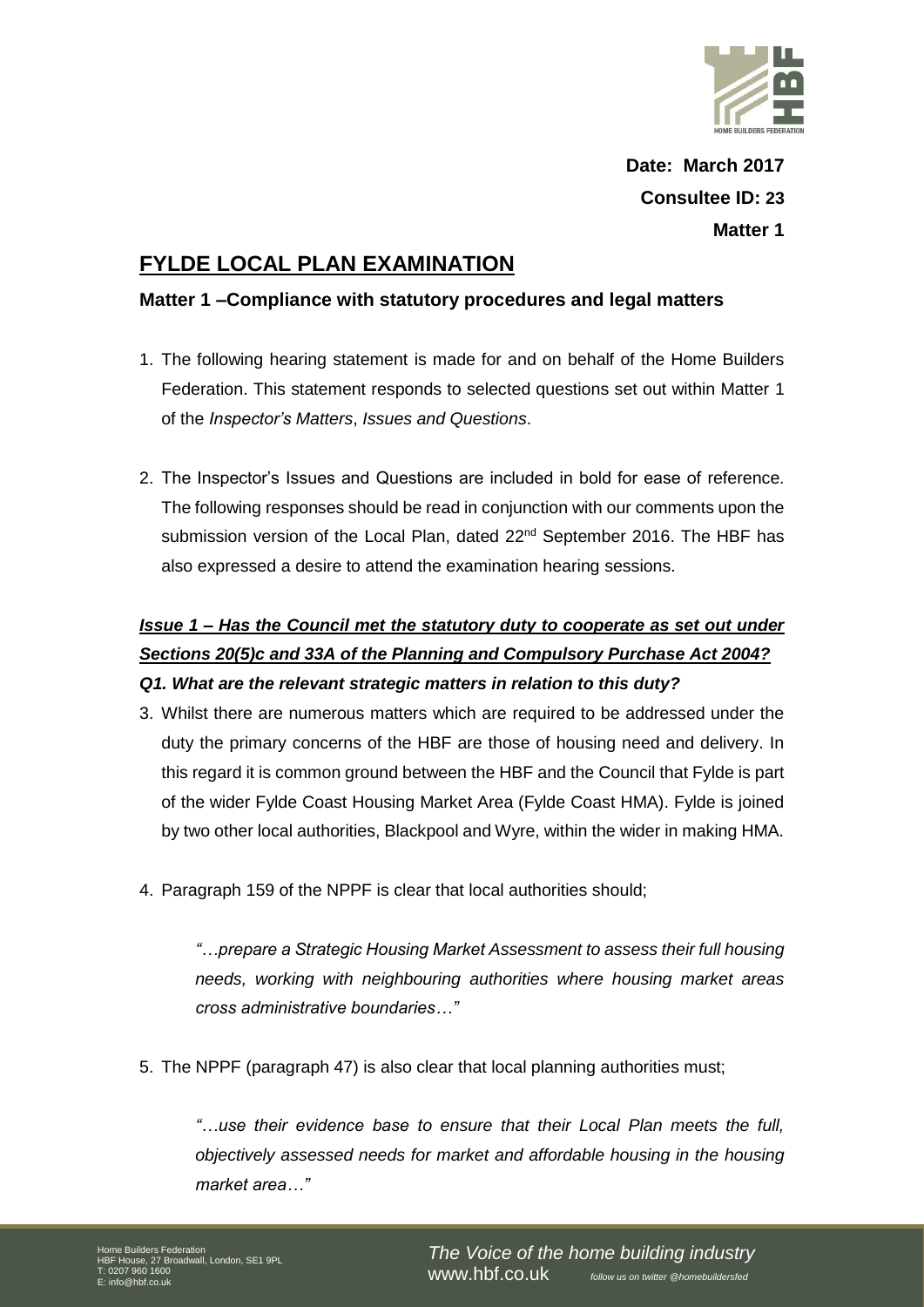**Date: March 2017**

**Consultee ID: 23**

**Matter 1**

# FYLDE LOCAL PLAN EXAMINATION

### Matter 1 –Compliance with statutory procedures and legal matters

1. The following hearing statement is made for and on behalf of the Home Builders Federation. This statement responds to selected questions set out within Matter 1 of the *Inspector's Matters*, *Issues and Questions*.

2. The Inspector's Issues and Questions are included in bold for ease of reference. The following responses should be read in conjunction with our comments upon the submission version of the Local Plan, dated 22nd September 2016. The HBF has also expressed a desire to attend the examination hearing sessions.

***Issue 1 – Has the Council met the statutory duty to cooperate as set out under Sections 20(5)c and 33A of the Planning and Compulsory Purchase Act 2004?***

***Q1. What are the relevant strategic matters in relation to this duty?***

3. Whilst there are numerous matters which are required to be addressed under the duty the primary concerns of the HBF are those of housing need and delivery. In this regard it is common ground between the HBF and the Council that Fylde is part of the wider Fylde Coast Housing Market Area (Fylde Coast HMA). Fylde is joined by two other local authorities, Blackpool and Wyre, within the wider in making HMA.

4. Paragraph 159 of the NPPF is clear that local authorities should;

   *"…prepare a Strategic Housing Market Assessment to assess their full housing needs, working with neighbouring authorities where housing market areas cross administrative boundaries…"*

5. The NPPF (paragraph 47) is also clear that local planning authorities must;

   *"…use their evidence base to ensure that their Local Plan meets the full, objectively assessed needs for market and affordable housing in the housing market area…"*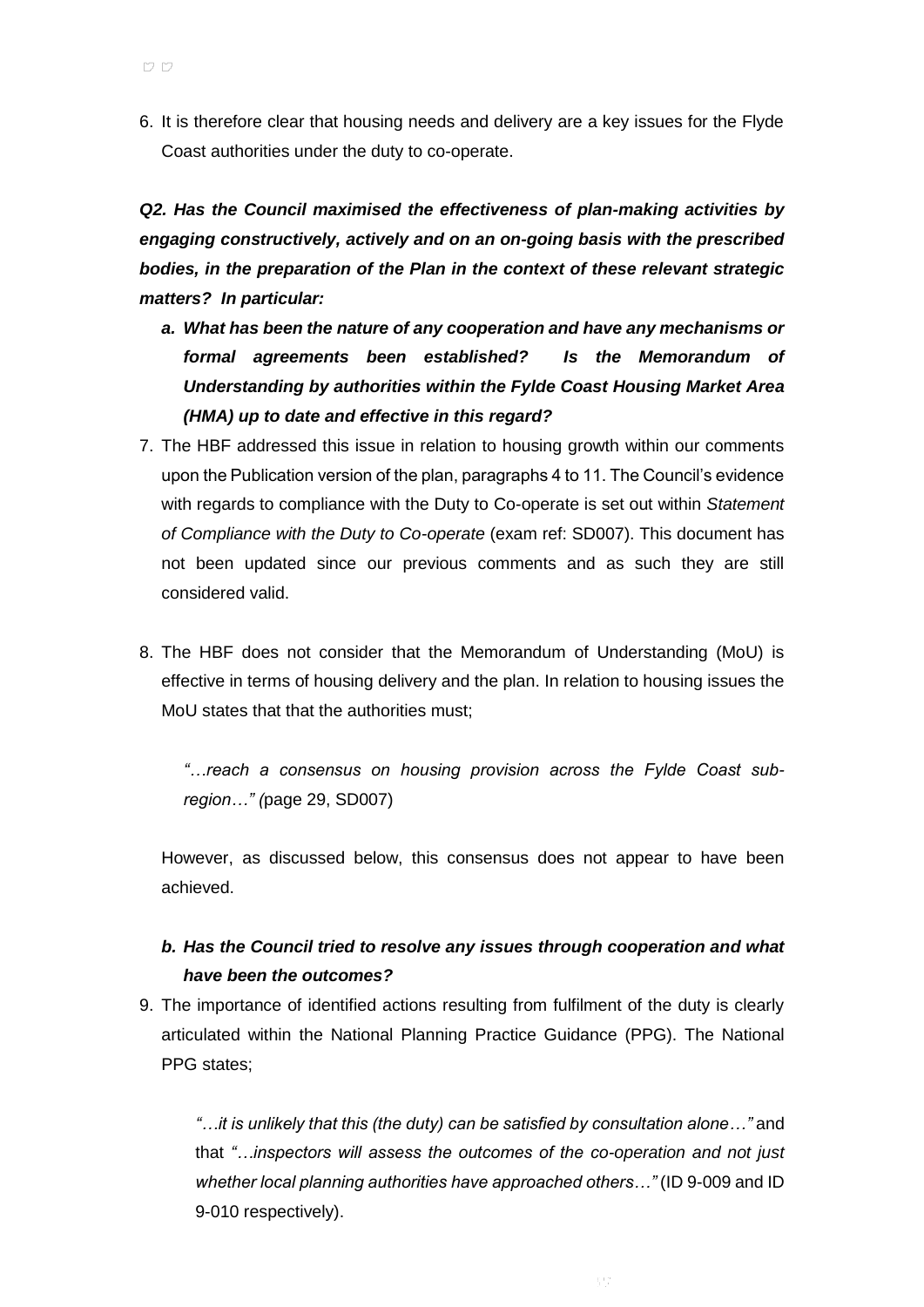6. It is therefore clear that housing needs and delivery are a key issues for the Flyde Coast authorities under the duty to co-operate.

***Q2. Has the Council maximised the effectiveness of plan-making activities by engaging constructively, actively and on an on-going basis with the prescribed bodies, in the preparation of the Plan in the context of these relevant strategic matters? In particular:***

- ***a. What has been the nature of any cooperation and have any mechanisms or formal agreements been established? Is the Memorandum of Understanding by authorities within the Fylde Coast Housing Market Area (HMA) up to date and effective in this regard?***

7. The HBF addressed this issue in relation to housing growth within our comments upon the Publication version of the plan, paragraphs 4 to 11. The Council's evidence with regards to compliance with the Duty to Co-operate is set out within *Statement of Compliance with the Duty to Co-operate* (exam ref: SD007). This document has not been updated since our previous comments and as such they are still considered valid.

8. The HBF does not consider that the Memorandum of Understanding (MoU) is effective in terms of housing delivery and the plan. In relation to housing issues the MoU states that that the authorities must;

   *"…reach a consensus on housing provision across the Fylde Coast sub-region…" (*page 29, SD007)

   However, as discussed below, this consensus does not appear to have been achieved.

- ***b. Has the Council tried to resolve any issues through cooperation and what have been the outcomes?***

9. The importance of identified actions resulting from fulfilment of the duty is clearly articulated within the National Planning Practice Guidance (PPG). The National PPG states;

   *"…it is unlikely that this (the duty) can be satisfied by consultation alone…"* and that *"…inspectors will assess the outcomes of the co-operation and not just whether local planning authorities have approached others…"* (ID 9-009 and ID 9-010 respectively).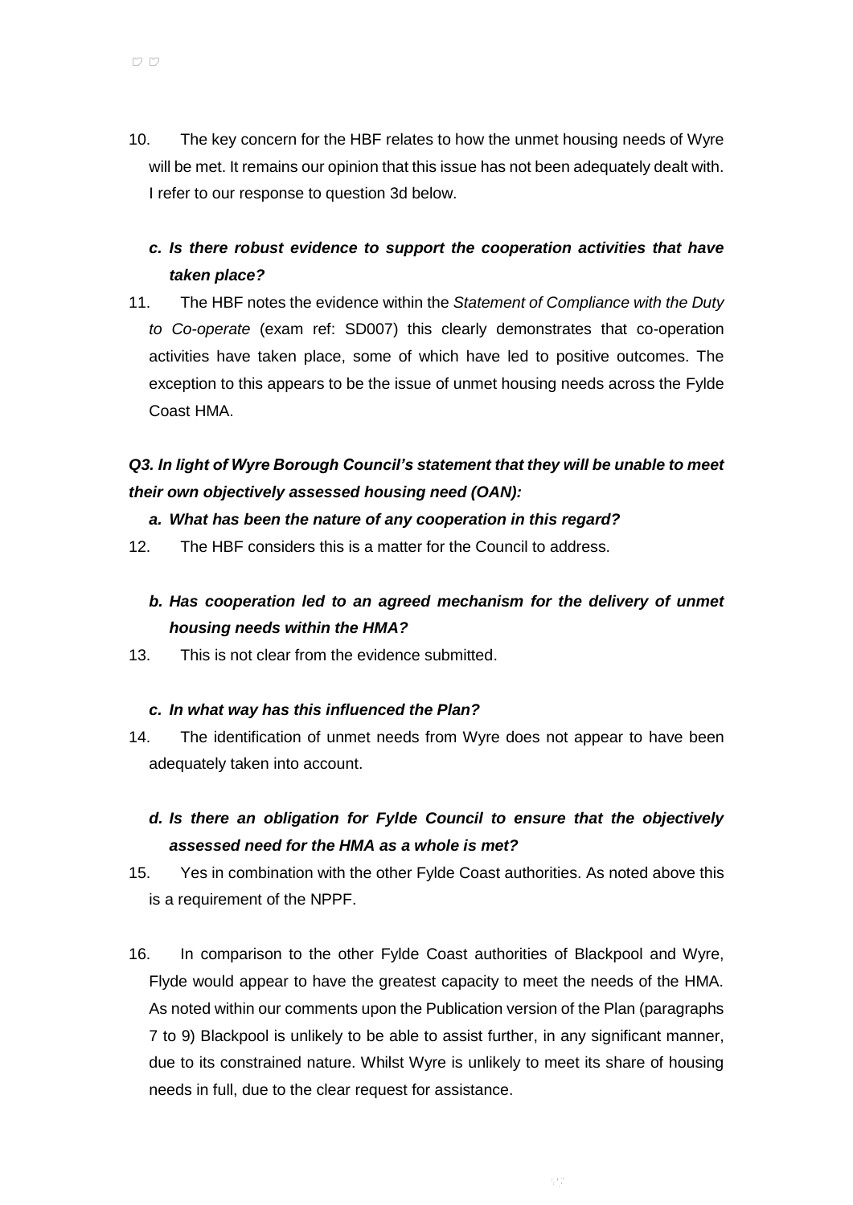10. The key concern for the HBF relates to how the unmet housing needs of Wyre will be met. It remains our opinion that this issue has not been adequately dealt with. I refer to our response to question 3d below.

***c. Is there robust evidence to support the cooperation activities that have taken place?***

11. The HBF notes the evidence within the *Statement of Compliance with the Duty to Co-operate* (exam ref: SD007) this clearly demonstrates that co-operation activities have taken place, some of which have led to positive outcomes. The exception to this appears to be the issue of unmet housing needs across the Fylde Coast HMA.

***Q3. In light of Wyre Borough Council's statement that they will be unable to meet their own objectively assessed housing need (OAN):***

***a. What has been the nature of any cooperation in this regard?***

12. The HBF considers this is a matter for the Council to address.

***b. Has cooperation led to an agreed mechanism for the delivery of unmet housing needs within the HMA?***

13. This is not clear from the evidence submitted.

***c. In what way has this influenced the Plan?***

14. The identification of unmet needs from Wyre does not appear to have been adequately taken into account.

***d. Is there an obligation for Fylde Council to ensure that the objectively assessed need for the HMA as a whole is met?***

15. Yes in combination with the other Fylde Coast authorities. As noted above this is a requirement of the NPPF.

16. In comparison to the other Fylde Coast authorities of Blackpool and Wyre, Flyde would appear to have the greatest capacity to meet the needs of the HMA. As noted within our comments upon the Publication version of the Plan (paragraphs 7 to 9) Blackpool is unlikely to be able to assist further, in any significant manner, due to its constrained nature. Whilst Wyre is unlikely to meet its share of housing needs in full, due to the clear request for assistance.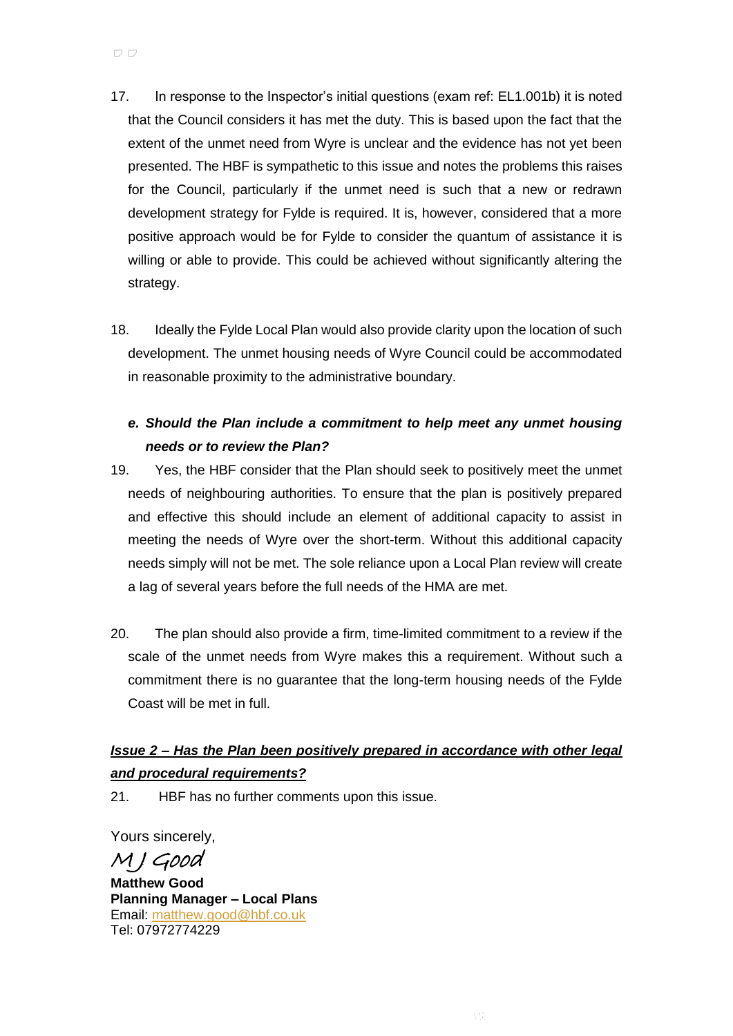17. In response to the Inspector's initial questions (exam ref: EL1.001b) it is noted that the Council considers it has met the duty. This is based upon the fact that the extent of the unmet need from Wyre is unclear and the evidence has not yet been presented. The HBF is sympathetic to this issue and notes the problems this raises for the Council, particularly if the unmet need is such that a new or redrawn development strategy for Fylde is required. It is, however, considered that a more positive approach would be for Fylde to consider the quantum of assistance it is willing or able to provide. This could be achieved without significantly altering the strategy.

18. Ideally the Fylde Local Plan would also provide clarity upon the location of such development. The unmet housing needs of Wyre Council could be accommodated in reasonable proximity to the administrative boundary.

***e. Should the Plan include a commitment to help meet any unmet housing needs or to review the Plan?***

19. Yes, the HBF consider that the Plan should seek to positively meet the unmet needs of neighbouring authorities. To ensure that the plan is positively prepared and effective this should include an element of additional capacity to assist in meeting the needs of Wyre over the short-term. Without this additional capacity needs simply will not be met. The sole reliance upon a Local Plan review will create a lag of several years before the full needs of the HMA are met.

20. The plan should also provide a firm, time-limited commitment to a review if the scale of the unmet needs from Wyre makes this a requirement. Without such a commitment there is no guarantee that the long-term housing needs of the Fylde Coast will be met in full.

## ***Issue 2 – Has the Plan been positively prepared in accordance with other legal and procedural requirements?***

21. HBF has no further comments upon this issue.

Yours sincerely,

*MJ Good*

**Matthew Good**
**Planning Manager – Local Plans**
Email: matthew.good@hbf.co.uk
Tel: 07972774229